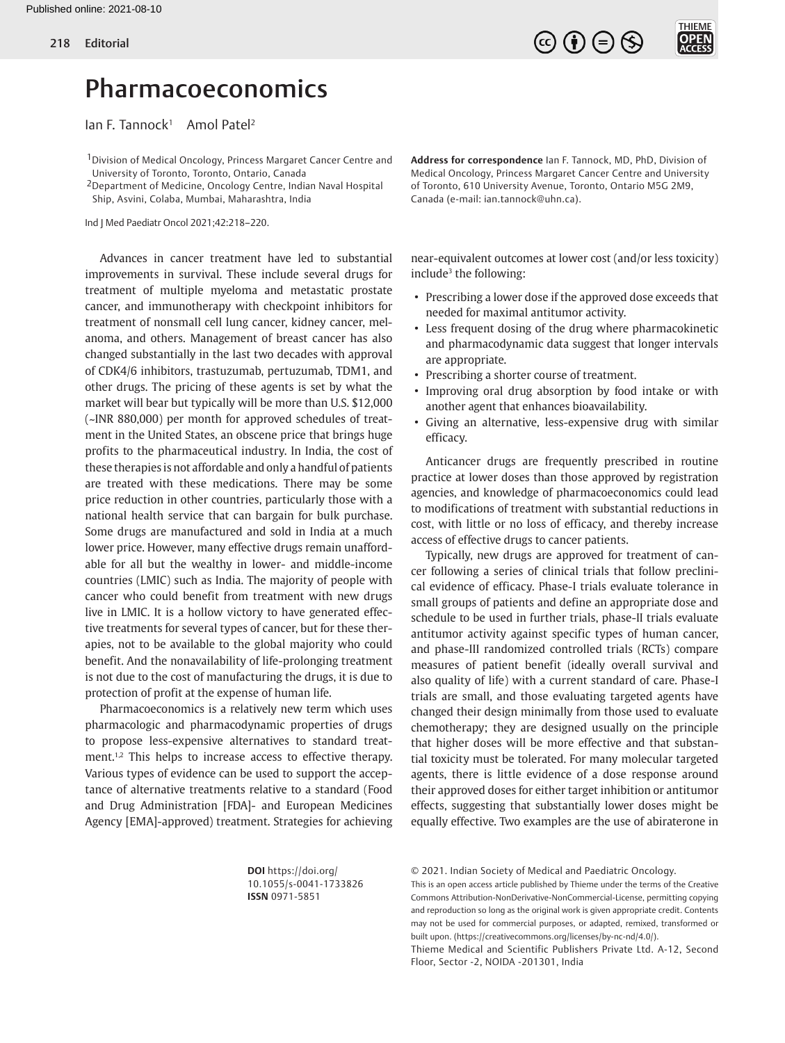# Pharmacoeconomics

Ian F. Tannock[1] Amol Patel[2]

[1]Division of Medical Oncology, Princess Margaret Cancer Centre and University of Toronto, Toronto, Ontario, Canada
[2]Department of Medicine, Oncology Centre, Indian Naval Hospital Ship, Asvini, Colaba, Mumbai, Maharashtra, India

Ind J Med Paediatr Oncol 2021;42:218–220.

**Address for correspondence** Ian F. Tannock, MD, PhD, Division of Medical Oncology, Princess Margaret Cancer Centre and University of Toronto, 610 University Avenue, Toronto, Ontario M5G 2M9, Canada (e-mail: ian.tannock@uhn.ca).

Advances in cancer treatment have led to substantial improvements in survival. These include several drugs for treatment of multiple myeloma and metastatic prostate cancer, and immunotherapy with checkpoint inhibitors for treatment of nonsmall cell lung cancer, kidney cancer, melanoma, and others. Management of breast cancer has also changed substantially in the last two decades with approval of CDK4/6 inhibitors, trastuzumab, pertuzumab, TDM1, and other drugs. The pricing of these agents is set by what the market will bear but typically will be more than U.S. $12,000 (~INR 880,000) per month for approved schedules of treatment in the United States, an obscene price that brings huge profits to the pharmaceutical industry. In India, the cost of these therapies is not affordable and only a handful of patients are treated with these medications. There may be some price reduction in other countries, particularly those with a national health service that can bargain for bulk purchase. Some drugs are manufactured and sold in India at a much lower price. However, many effective drugs remain unaffordable for all but the wealthy in lower- and middle-income countries (LMIC) such as India. The majority of people with cancer who could benefit from treatment with new drugs live in LMIC. It is a hollow victory to have generated effective treatments for several types of cancer, but for these therapies, not to be available to the global majority who could benefit. And the nonavailability of life-prolonging treatment is not due to the cost of manufacturing the drugs, it is due to protection of profit at the expense of human life.

Pharmacoeconomics is a relatively new term which uses pharmacologic and pharmacodynamic properties of drugs to propose less-expensive alternatives to standard treatment.[1,2] This helps to increase access to effective therapy. Various types of evidence can be used to support the acceptance of alternative treatments relative to a standard (Food and Drug Administration [FDA]- and European Medicines Agency [EMA]-approved) treatment. Strategies for achieving near-equivalent outcomes at lower cost (and/or less toxicity) include[3] the following:

- Prescribing a lower dose if the approved dose exceeds that needed for maximal antitumor activity.
- Less frequent dosing of the drug where pharmacokinetic and pharmacodynamic data suggest that longer intervals are appropriate.
- Prescribing a shorter course of treatment.
- Improving oral drug absorption by food intake or with another agent that enhances bioavailability.
- Giving an alternative, less-expensive drug with similar efficacy.

Anticancer drugs are frequently prescribed in routine practice at lower doses than those approved by registration agencies, and knowledge of pharmacoeconomics could lead to modifications of treatment with substantial reductions in cost, with little or no loss of efficacy, and thereby increase access of effective drugs to cancer patients.

Typically, new drugs are approved for treatment of cancer following a series of clinical trials that follow preclinical evidence of efficacy. Phase-I trials evaluate tolerance in small groups of patients and define an appropriate dose and schedule to be used in further trials, phase-II trials evaluate antitumor activity against specific types of human cancer, and phase-III randomized controlled trials (RCTs) compare measures of patient benefit (ideally overall survival and also quality of life) with a current standard of care. Phase-I trials are small, and those evaluating targeted agents have changed their design minimally from those used to evaluate chemotherapy; they are designed usually on the principle that higher doses will be more effective and that substantial toxicity must be tolerated. For many molecular targeted agents, there is little evidence of a dose response around their approved doses for either target inhibition or antitumor effects, suggesting that substantially lower doses might be equally effective. Two examples are the use of abiraterone in

**DOI** https://doi.org/10.1055/s-0041-1733826
**ISSN** 0971-5851

© 2021. Indian Society of Medical and Paediatric Oncology.
This is an open access article published by Thieme under the terms of the Creative Commons Attribution-NonDerivative-NonCommercial-License, permitting copying and reproduction so long as the original work is given appropriate credit. Contents may not be used for commercial purposes, or adapted, remixed, transformed or built upon. (https://creativecommons.org/licenses/by-nc-nd/4.0/).
Thieme Medical and Scientific Publishers Private Ltd. A-12, Second Floor, Sector -2, NOIDA -201301, India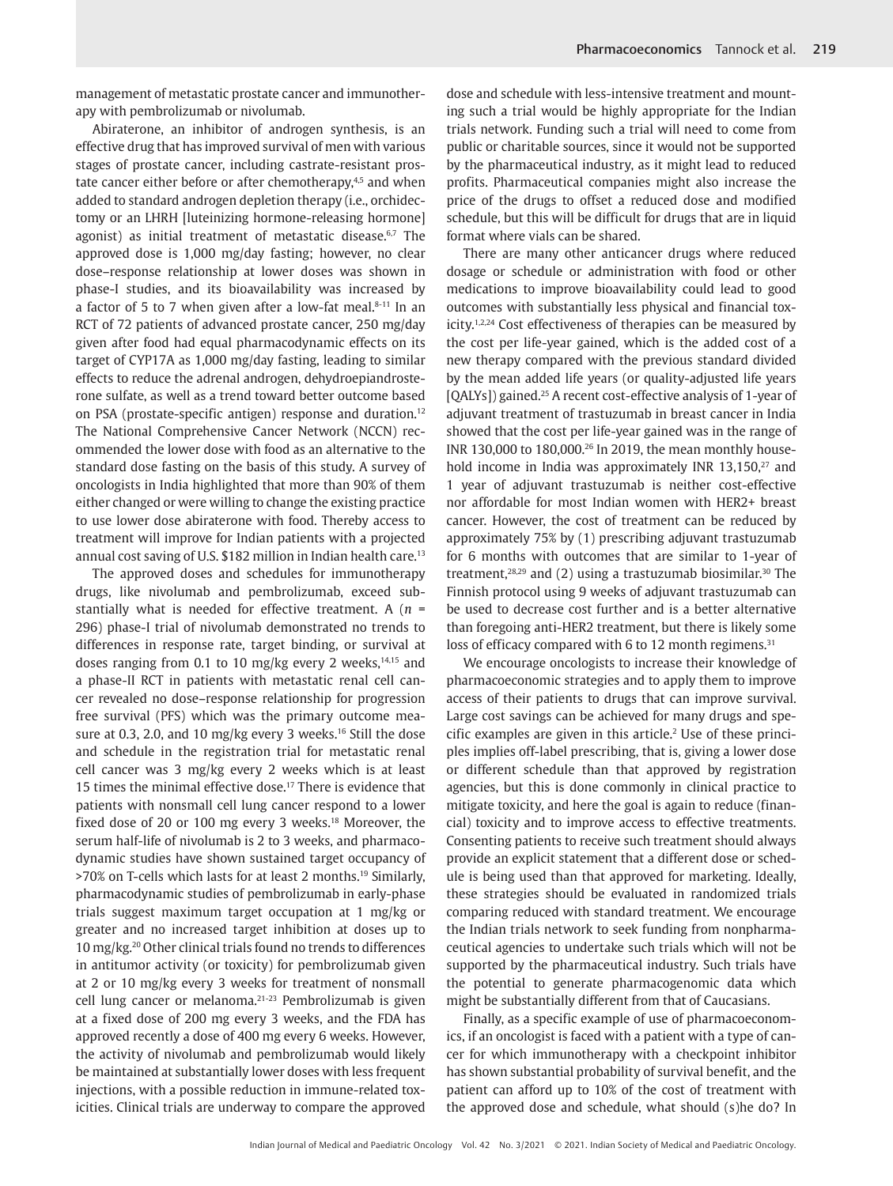management of metastatic prostate cancer and immunotherapy with pembrolizumab or nivolumab.

Abiraterone, an inhibitor of androgen synthesis, is an effective drug that has improved survival of men with various stages of prostate cancer, including castrate-resistant prostate cancer either before or after chemotherapy,[4,5] and when added to standard androgen depletion therapy (i.e., orchidectomy or an LHRH [luteinizing hormone-releasing hormone] agonist) as initial treatment of metastatic disease.[6,7] The approved dose is 1,000 mg/day fasting; however, no clear dose–response relationship at lower doses was shown in phase-I studies, and its bioavailability was increased by a factor of 5 to 7 when given after a low-fat meal.[8-11] In an RCT of 72 patients of advanced prostate cancer, 250 mg/day given after food had equal pharmacodynamic effects on its target of CYP17A as 1,000 mg/day fasting, leading to similar effects to reduce the adrenal androgen, dehydroepiandrosterone sulfate, as well as a trend toward better outcome based on PSA (prostate-specific antigen) response and duration.[12] The National Comprehensive Cancer Network (NCCN) recommended the lower dose with food as an alternative to the standard dose fasting on the basis of this study. A survey of oncologists in India highlighted that more than 90% of them either changed or were willing to change the existing practice to use lower dose abiraterone with food. Thereby access to treatment will improve for Indian patients with a projected annual cost saving of U.S. $182 million in Indian health care.[13]

The approved doses and schedules for immunotherapy drugs, like nivolumab and pembrolizumab, exceed substantially what is needed for effective treatment. A ($n$ = 296) phase-I trial of nivolumab demonstrated no trends to differences in response rate, target binding, or survival at doses ranging from 0.1 to 10 mg/kg every 2 weeks,[14,15] and a phase-II RCT in patients with metastatic renal cell cancer revealed no dose–response relationship for progression free survival (PFS) which was the primary outcome measure at 0.3, 2.0, and 10 mg/kg every 3 weeks.[16] Still the dose and schedule in the registration trial for metastatic renal cell cancer was 3 mg/kg every 2 weeks which is at least 15 times the minimal effective dose.[17] There is evidence that patients with nonsmall cell lung cancer respond to a lower fixed dose of 20 or 100 mg every 3 weeks.[18] Moreover, the serum half-life of nivolumab is 2 to 3 weeks, and pharmacodynamic studies have shown sustained target occupancy of >70% on T-cells which lasts for at least 2 months.[19] Similarly, pharmacodynamic studies of pembrolizumab in early-phase trials suggest maximum target occupation at 1 mg/kg or greater and no increased target inhibition at doses up to 10 mg/kg.[20] Other clinical trials found no trends to differences in antitumor activity (or toxicity) for pembrolizumab given at 2 or 10 mg/kg every 3 weeks for treatment of nonsmall cell lung cancer or melanoma.[21-23] Pembrolizumab is given at a fixed dose of 200 mg every 3 weeks, and the FDA has approved recently a dose of 400 mg every 6 weeks. However, the activity of nivolumab and pembrolizumab would likely be maintained at substantially lower doses with less frequent injections, with a possible reduction in immune-related toxicities. Clinical trials are underway to compare the approved dose and schedule with less-intensive treatment and mounting such a trial would be highly appropriate for the Indian trials network. Funding such a trial will need to come from public or charitable sources, since it would not be supported by the pharmaceutical industry, as it might lead to reduced profits. Pharmaceutical companies might also increase the price of the drugs to offset a reduced dose and modified schedule, but this will be difficult for drugs that are in liquid format where vials can be shared.

There are many other anticancer drugs where reduced dosage or schedule or administration with food or other medications to improve bioavailability could lead to good outcomes with substantially less physical and financial toxicity.[1,2,24] Cost effectiveness of therapies can be measured by the cost per life-year gained, which is the added cost of a new therapy compared with the previous standard divided by the mean added life years (or quality-adjusted life years [QALYs]) gained.[25] A recent cost-effective analysis of 1-year of adjuvant treatment of trastuzumab in breast cancer in India showed that the cost per life-year gained was in the range of INR 130,000 to 180,000.[26] In 2019, the mean monthly household income in India was approximately INR 13,150,[27] and 1 year of adjuvant trastuzumab is neither cost-effective nor affordable for most Indian women with HER2+ breast cancer. However, the cost of treatment can be reduced by approximately 75% by (1) prescribing adjuvant trastuzumab for 6 months with outcomes that are similar to 1-year of treatment,[28,29] and (2) using a trastuzumab biosimilar.[30] The Finnish protocol using 9 weeks of adjuvant trastuzumab can be used to decrease cost further and is a better alternative than foregoing anti-HER2 treatment, but there is likely some loss of efficacy compared with 6 to 12 month regimens.[31]

We encourage oncologists to increase their knowledge of pharmacoeconomic strategies and to apply them to improve access of their patients to drugs that can improve survival. Large cost savings can be achieved for many drugs and specific examples are given in this article.[2] Use of these principles implies off-label prescribing, that is, giving a lower dose or different schedule than that approved by registration agencies, but this is done commonly in clinical practice to mitigate toxicity, and here the goal is again to reduce (financial) toxicity and to improve access to effective treatments. Consenting patients to receive such treatment should always provide an explicit statement that a different dose or schedule is being used than that approved for marketing. Ideally, these strategies should be evaluated in randomized trials comparing reduced with standard treatment. We encourage the Indian trials network to seek funding from nonpharmaceutical agencies to undertake such trials which will not be supported by the pharmaceutical industry. Such trials have the potential to generate pharmacogenomic data which might be substantially different from that of Caucasians.

Finally, as a specific example of use of pharmacoeconomics, if an oncologist is faced with a patient with a type of cancer for which immunotherapy with a checkpoint inhibitor has shown substantial probability of survival benefit, and the patient can afford up to 10% of the cost of treatment with the approved dose and schedule, what should (s)he do? In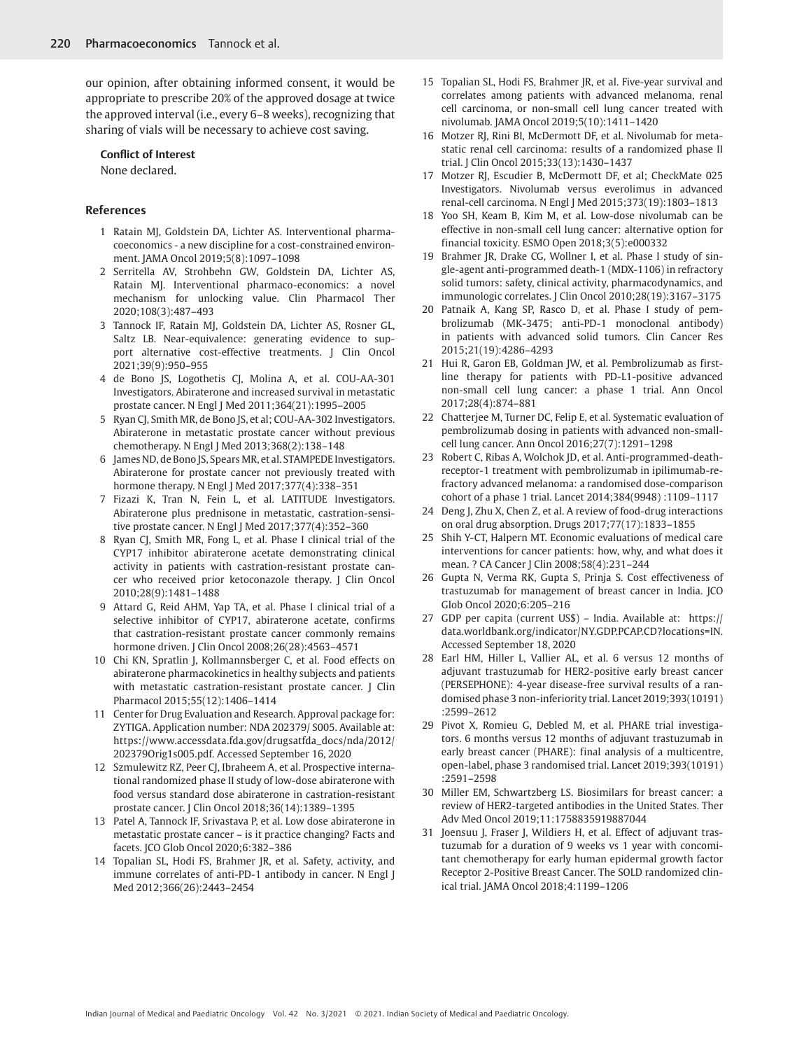our opinion, after obtaining informed consent, it would be appropriate to prescribe 20% of the approved dosage at twice the approved interval (i.e., every 6–8 weeks), recognizing that sharing of vials will be necessary to achieve cost saving.

**Conflict of Interest**

None declared.

## References

1. Ratain MJ, Goldstein DA, Lichter AS. Interventional pharmacoeconomics - a new discipline for a cost-constrained environment. JAMA Oncol 2019;5(8):1097–1098
2. Serritella AV, Strohbehn GW, Goldstein DA, Lichter AS, Ratain MJ. Interventional pharmaco-economics: a novel mechanism for unlocking value. Clin Pharmacol Ther 2020;108(3):487–493
3. Tannock IF, Ratain MJ, Goldstein DA, Lichter AS, Rosner GL, Saltz LB. Near-equivalence: generating evidence to support alternative cost-effective treatments. J Clin Oncol 2021;39(9):950–955
4. de Bono JS, Logothetis CJ, Molina A, et al. COU-AA-301 Investigators. Abiraterone and increased survival in metastatic prostate cancer. N Engl J Med 2011;364(21):1995–2005
5. Ryan CJ, Smith MR, de Bono JS, et al; COU-AA-302 Investigators. Abiraterone in metastatic prostate cancer without previous chemotherapy. N Engl J Med 2013;368(2):138–148
6. James ND, de Bono JS, Spears MR, et al. STAMPEDE Investigators. Abiraterone for prostate cancer not previously treated with hormone therapy. N Engl J Med 2017;377(4):338–351
7. Fizazi K, Tran N, Fein L, et al. LATITUDE Investigators. Abiraterone plus prednisone in metastatic, castration-sensitive prostate cancer. N Engl J Med 2017;377(4):352–360
8. Ryan CJ, Smith MR, Fong L, et al. Phase I clinical trial of the CYP17 inhibitor abiraterone acetate demonstrating clinical activity in patients with castration-resistant prostate cancer who received prior ketoconazole therapy. J Clin Oncol 2010;28(9):1481–1488
9. Attard G, Reid AHM, Yap TA, et al. Phase I clinical trial of a selective inhibitor of CYP17, abiraterone acetate, confirms that castration-resistant prostate cancer commonly remains hormone driven. J Clin Oncol 2008;26(28):4563–4571
10. Chi KN, Spratlin J, Kollmannsberger C, et al. Food effects on abiraterone pharmacokinetics in healthy subjects and patients with metastatic castration-resistant prostate cancer. J Clin Pharmacol 2015;55(12):1406–1414
11. Center for Drug Evaluation and Research. Approval package for: ZYTIGA. Application number: NDA 202379/ S005. Available at: https://www.accessdata.fda.gov/drugsatfda_docs/nda/2012/202379Orig1s005.pdf. Accessed September 16, 2020
12. Szmulewitz RZ, Peer CJ, Ibraheem A, et al. Prospective international randomized phase II study of low-dose abiraterone with food versus standard dose abiraterone in castration-resistant prostate cancer. J Clin Oncol 2018;36(14):1389–1395
13. Patel A, Tannock IF, Srivastava P, et al. Low dose abiraterone in metastatic prostate cancer – is it practice changing? Facts and facets. JCO Glob Oncol 2020;6:382–386
14. Topalian SL, Hodi FS, Brahmer JR, et al. Safety, activity, and immune correlates of anti-PD-1 antibody in cancer. N Engl J Med 2012;366(26):2443–2454
15. Topalian SL, Hodi FS, Brahmer JR, et al. Five-year survival and correlates among patients with advanced melanoma, renal cell carcinoma, or non-small cell lung cancer treated with nivolumab. JAMA Oncol 2019;5(10):1411–1420
16. Motzer RJ, Rini BI, McDermott DF, et al. Nivolumab for metastatic renal cell carcinoma: results of a randomized phase II trial. J Clin Oncol 2015;33(13):1430–1437
17. Motzer RJ, Escudier B, McDermott DF, et al; CheckMate 025 Investigators. Nivolumab versus everolimus in advanced renal-cell carcinoma. N Engl J Med 2015;373(19):1803–1813
18. Yoo SH, Keam B, Kim M, et al. Low-dose nivolumab can be effective in non-small cell lung cancer: alternative option for financial toxicity. ESMO Open 2018;3(5):e000332
19. Brahmer JR, Drake CG, Wollner I, et al. Phase I study of single-agent anti-programmed death-1 (MDX-1106) in refractory solid tumors: safety, clinical activity, pharmacodynamics, and immunologic correlates. J Clin Oncol 2010;28(19):3167–3175
20. Patnaik A, Kang SP, Rasco D, et al. Phase I study of pembrolizumab (MK-3475; anti-PD-1 monoclonal antibody) in patients with advanced solid tumors. Clin Cancer Res 2015;21(19):4286–4293
21. Hui R, Garon EB, Goldman JW, et al. Pembrolizumab as first-line therapy for patients with PD-L1-positive advanced non-small cell lung cancer: a phase 1 trial. Ann Oncol 2017;28(4):874–881
22. Chatterjee M, Turner DC, Felip E, et al. Systematic evaluation of pembrolizumab dosing in patients with advanced non-small-cell lung cancer. Ann Oncol 2016;27(7):1291–1298
23. Robert C, Ribas A, Wolchok JD, et al. Anti-programmed-death-receptor-1 treatment with pembrolizumab in ipilimumab-refractory advanced melanoma: a randomised dose-comparison cohort of a phase 1 trial. Lancet 2014;384(9948) :1109–1117
24. Deng J, Zhu X, Chen Z, et al. A review of food-drug interactions on oral drug absorption. Drugs 2017;77(17):1833–1855
25. Shih Y-CT, Halpern MT. Economic evaluations of medical care interventions for cancer patients: how, why, and what does it mean. ? CA Cancer J Clin 2008;58(4):231–244
26. Gupta N, Verma RK, Gupta S, Prinja S. Cost effectiveness of trastuzumab for management of breast cancer in India. JCO Glob Oncol 2020;6:205–216
27. GDP per capita (current US$) – India. Available at: https://data.worldbank.org/indicator/NY.GDP.PCAP.CD?locations=IN. Accessed September 18, 2020
28. Earl HM, Hiller L, Vallier AL, et al. 6 versus 12 months of adjuvant trastuzumab for HER2-positive early breast cancer (PERSEPHONE): 4-year disease-free survival results of a randomised phase 3 non-inferiority trial. Lancet 2019;393(10191) :2599–2612
29. Pivot X, Romieu G, Debled M, et al. PHARE trial investigators. 6 months versus 12 months of adjuvant trastuzumab in early breast cancer (PHARE): final analysis of a multicentre, open-label, phase 3 randomised trial. Lancet 2019;393(10191) :2591–2598
30. Miller EM, Schwartzberg LS. Biosimilars for breast cancer: a review of HER2-targeted antibodies in the United States. Ther Adv Med Oncol 2019;11:1758835919887044
31. Joensuu J, Fraser J, Wildiers H, et al. Effect of adjuvant trastuzumab for a duration of 9 weeks vs 1 year with concomitant chemotherapy for early human epidermal growth factor Receptor 2-Positive Breast Cancer. The SOLD randomized clinical trial. JAMA Oncol 2018;4:1199–1206